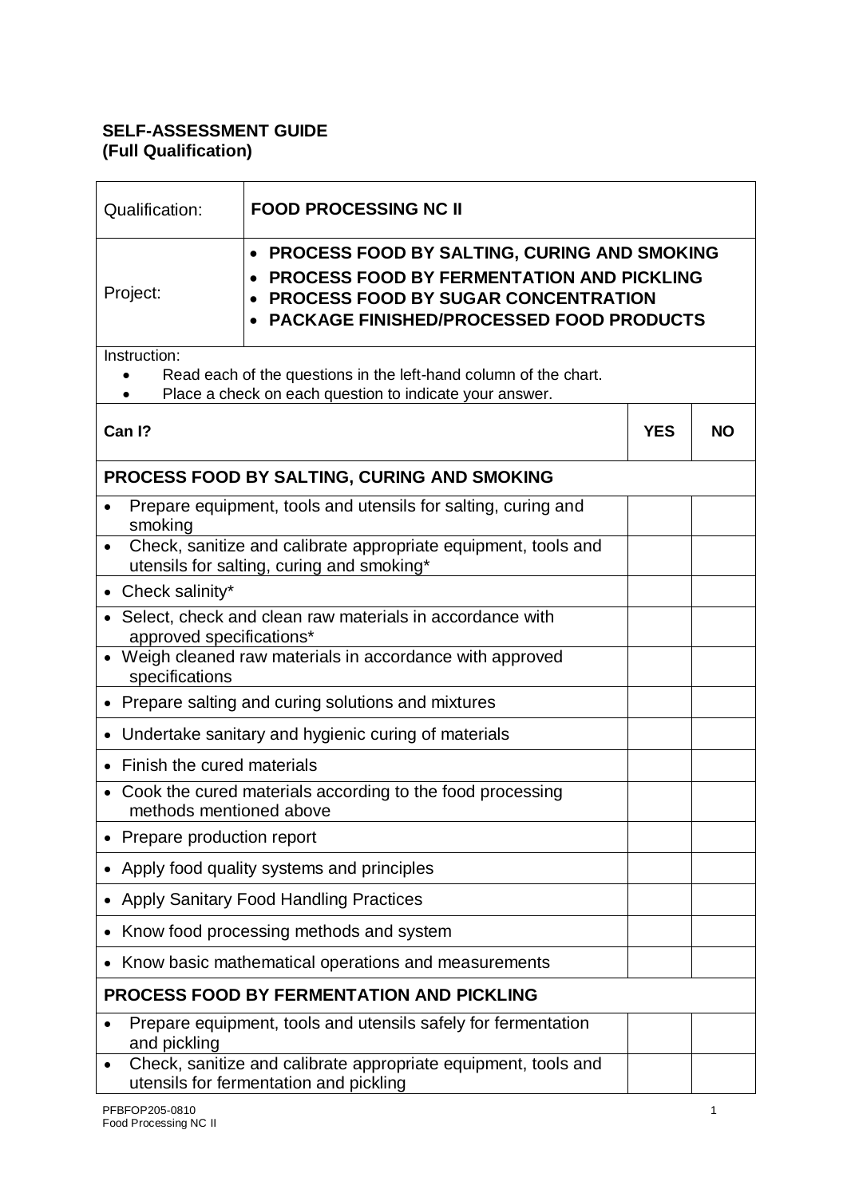**SELF-ASSESSMENT GUIDE**
**(Full Qualification)**

| Qualification: | **FOOD PROCESSING NC II** |
|---|---|
| Project: | • **PROCESS FOOD BY SALTING, CURING AND SMOKING**<br>• **PROCESS FOOD BY FERMENTATION AND PICKLING**<br>• **PROCESS FOOD BY SUGAR CONCENTRATION**<br>• **PACKAGE FINISHED/PROCESSED FOOD PRODUCTS** |

Instruction:

- Read each of the questions in the left-hand column of the chart.
- Place a check on each question to indicate your answer.

| **Can I?** | **YES** | **NO** |
|---|---|---|
| **PROCESS FOOD BY SALTING, CURING AND SMOKING** | | |
| • Prepare equipment, tools and utensils for salting, curing and smoking | | |
| • Check, sanitize and calibrate appropriate equipment, tools and utensils for salting, curing and smoking* | | |
| • Check salinity* | | |
| • Select, check and clean raw materials in accordance with approved specifications* | | |
| • Weigh cleaned raw materials in accordance with approved specifications | | |
| • Prepare salting and curing solutions and mixtures | | |
| • Undertake sanitary and hygienic curing of materials | | |
| • Finish the cured materials | | |
| • Cook the cured materials according to the food processing methods mentioned above | | |
| • Prepare production report | | |
| • Apply food quality systems and principles | | |
| • Apply Sanitary Food Handling Practices | | |
| • Know food processing methods and system | | |
| • Know basic mathematical operations and measurements | | |
| **PROCESS FOOD BY FERMENTATION AND PICKLING** | | |
| • Prepare equipment, tools and utensils safely for fermentation and pickling | | |
| • Check, sanitize and calibrate appropriate equipment, tools and utensils for fermentation and pickling | | |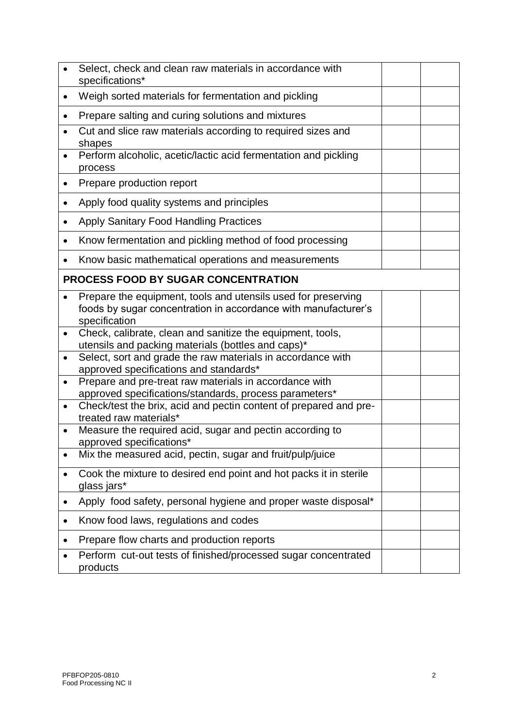| | | |
|---|---|---|
| • Select, check and clean raw materials in accordance with specifications* | | |
| • Weigh sorted materials for fermentation and pickling | | |
| • Prepare salting and curing solutions and mixtures | | |
| • Cut and slice raw materials according to required sizes and shapes | | |
| • Perform alcoholic, acetic/lactic acid fermentation and pickling process | | |
| • Prepare production report | | |
| • Apply food quality systems and principles | | |
| • Apply Sanitary Food Handling Practices | | |
| • Know fermentation and pickling method of food processing | | |
| • Know basic mathematical operations and measurements | | |
| **PROCESS FOOD BY SUGAR CONCENTRATION** | | |
| • Prepare the equipment, tools and utensils used for preserving foods by sugar concentration in accordance with manufacturer's specification | | |
| • Check, calibrate, clean and sanitize the equipment, tools, utensils and packing materials (bottles and caps)* | | |
| • Select, sort and grade the raw materials in accordance with approved specifications and standards* | | |
| • Prepare and pre-treat raw materials in accordance with approved specifications/standards, process parameters* | | |
| • Check/test the brix, acid and pectin content of prepared and pre-treated raw materials* | | |
| • Measure the required acid, sugar and pectin according to approved specifications* | | |
| • Mix the measured acid, pectin, sugar and fruit/pulp/juice | | |
| • Cook the mixture to desired end point and hot packs it in sterile glass jars* | | |
| • Apply food safety, personal hygiene and proper waste disposal* | | |
| • Know food laws, regulations and codes | | |
| • Prepare flow charts and production reports | | |
| • Perform cut-out tests of finished/processed sugar concentrated products | | |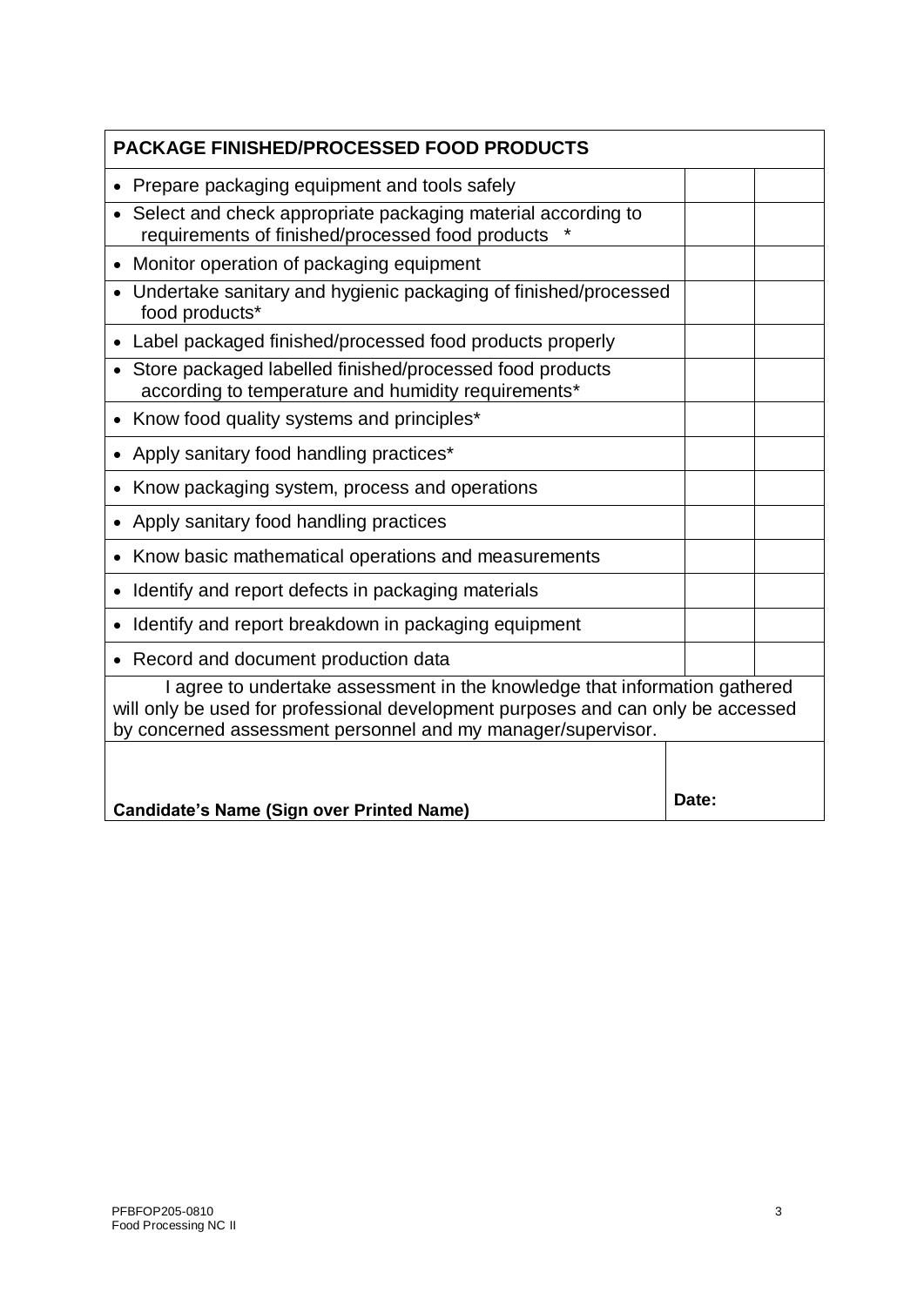| PACKAGE FINISHED/PROCESSED FOOD PRODUCTS | | |
|---|---|---|
| • Prepare packaging equipment and tools safely | | |
| • Select and check appropriate packaging material according to requirements of finished/processed food products * | | |
| • Monitor operation of packaging equipment | | |
| • Undertake sanitary and hygienic packaging of finished/processed food products* | | |
| • Label packaged finished/processed food products properly | | |
| • Store packaged labelled finished/processed food products according to temperature and humidity requirements* | | |
| • Know food quality systems and principles* | | |
| • Apply sanitary food handling practices* | | |
| • Know packaging system, process and operations | | |
| • Apply sanitary food handling practices | | |
| • Know basic mathematical operations and measurements | | |
| • Identify and report defects in packaging materials | | |
| • Identify and report breakdown in packaging equipment | | |
| • Record and document production data | | |

I agree to undertake assessment in the knowledge that information gathered will only be used for professional development purposes and can only be accessed by concerned assessment personnel and my manager/supervisor.

| | |
|---|---|
| **Candidate's Name (Sign over Printed Name)** | **Date:** |

PFBFOP205-0810
Food Processing NC II